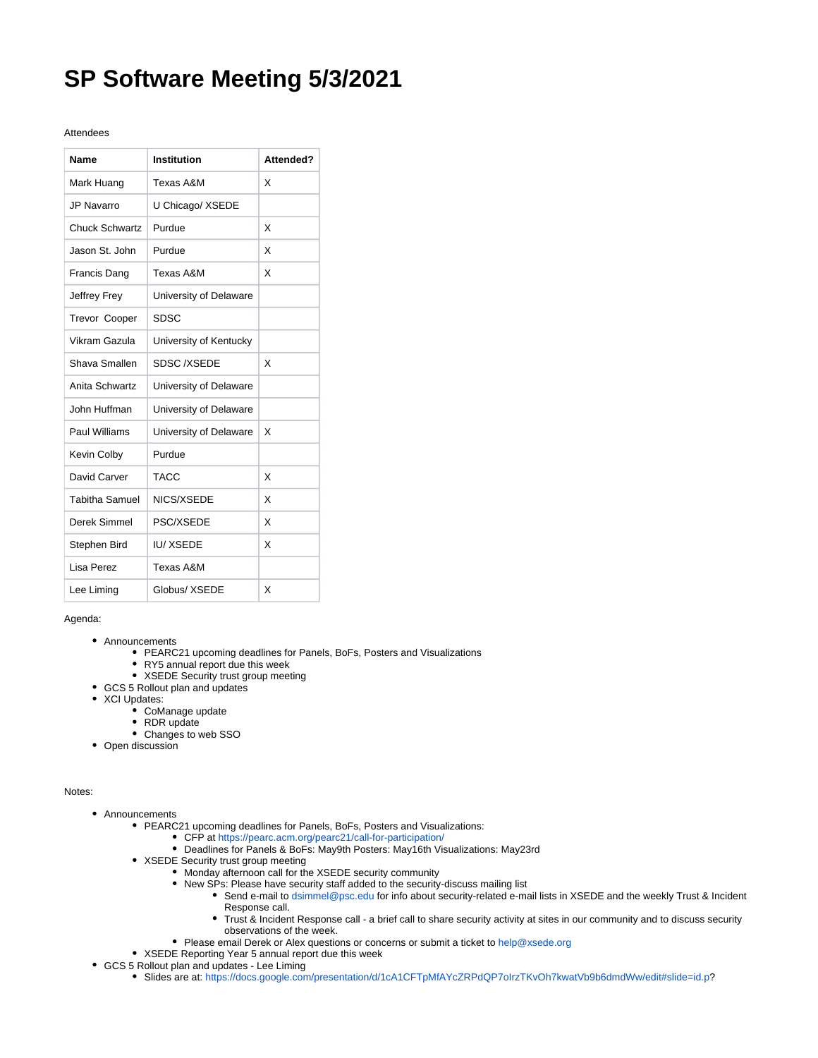# SP Software Meeting 5/3/2021

Attendees

| Name | Institution | Attended? |
| --- | --- | --- |
| Mark Huang | Texas A&M | X |
| JP Navarro | U Chicago/ XSEDE | |
| Chuck Schwartz | Purdue | X |
| Jason St. John | Purdue | X |
| Francis Dang | Texas A&M | X |
| Jeffrey Frey | University of Delaware | |
| Trevor Cooper | SDSC | |
| Vikram Gazula | University of Kentucky | |
| Shava Smallen | SDSC /XSEDE | X |
| Anita Schwartz | University of Delaware | |
| John Huffman | University of Delaware | |
| Paul Williams | University of Delaware | X |
| Kevin Colby | Purdue | |
| David Carver | TACC | X |
| Tabitha Samuel | NICS/XSEDE | X |
| Derek Simmel | PSC/XSEDE | X |
| Stephen Bird | IU/ XSEDE | X |
| Lisa Perez | Texas A&M | |
| Lee Liming | Globus/ XSEDE | X |

Agenda:

- Announcements
  - PEARC21 upcoming deadlines for Panels, BoFs, Posters and Visualizations
  - RY5 annual report due this week
  - XSEDE Security trust group meeting
- GCS 5 Rollout plan and updates
- XCI Updates:
  - CoManage update
  - RDR update
  - Changes to web SSO
- Open discussion

Notes:

- Announcements
  - PEARC21 upcoming deadlines for Panels, BoFs, Posters and Visualizations:
    - CFP at https://pearc.acm.org/pearc21/call-for-participation/
    - Deadlines for Panels & BoFs: May9th Posters: May16th Visualizations: May23rd
  - XSEDE Security trust group meeting
    - Monday afternoon call for the XSEDE security community
    - New SPs: Please have security staff added to the security-discuss mailing list
      - Send e-mail to dsimmel@psc.edu for info about security-related e-mail lists in XSEDE and the weekly Trust & Incident Response call.
      - Trust & Incident Response call - a brief call to share security activity at sites in our community and to discuss security observations of the week.
    - Please email Derek or Alex questions or concerns or submit a ticket to help@xsede.org
  - XSEDE Reporting Year 5 annual report due this week
- GCS 5 Rollout plan and updates - Lee Liming
  - Slides are at: https://docs.google.com/presentation/d/1cA1CFTpMfAYcZRPdQP7olrzTKvOh7kwatVb9b6dmdWw/edit#slide=id.p?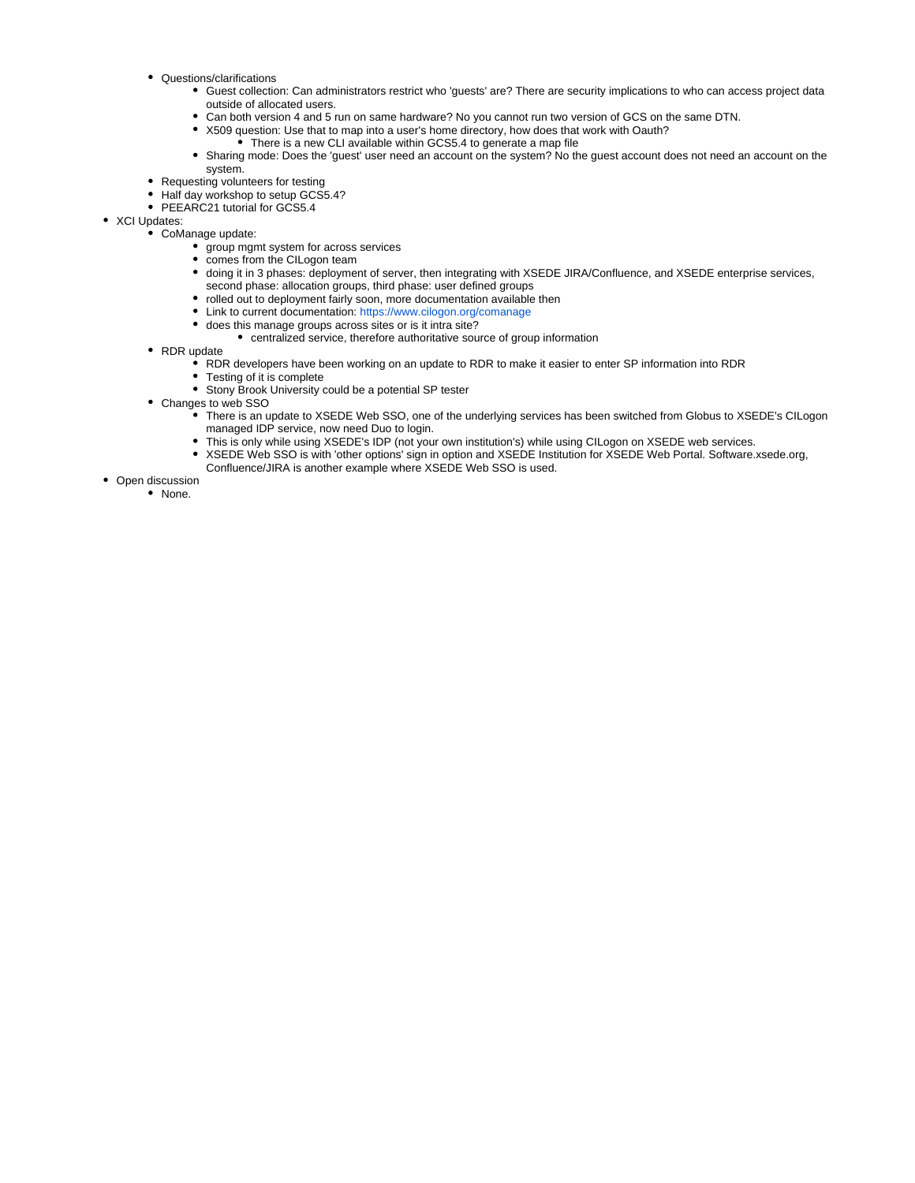- Questions/clarifications
            - Guest collection: Can administrators restrict who 'guests' are? There are security implications to who can access project data outside of allocated users.
            - Can both version 4 and 5 run on same hardware? No you cannot run two version of GCS on the same DTN.
            - X509 question: Use that to map into a user's home directory, how does that work with Oauth?
                - There is a new CLI available within GCS5.4 to generate a map file
            - Sharing mode: Does the 'guest' user need an account on the system? No the guest account does not need an account on the system.
        - Requesting volunteers for testing
        - Half day workshop to setup GCS5.4?
        - PEEARC21 tutorial for GCS5.4
- XCI Updates:
    - CoManage update:
        - group mgmt system for across services
        - comes from the CILogon team
        - doing it in 3 phases: deployment of server, then integrating with XSEDE JIRA/Confluence, and XSEDE enterprise services, second phase: allocation groups, third phase: user defined groups
        - rolled out to deployment fairly soon, more documentation available then
        - Link to current documentation: https://www.cilogon.org/comanage
        - does this manage groups across sites or is it intra site?
            - centralized service, therefore authoritative source of group information
    - RDR update
        - RDR developers have been working on an update to RDR to make it easier to enter SP information into RDR
        - Testing of it is complete
        - Stony Brook University could be a potential SP tester
    - Changes to web SSO
        - There is an update to XSEDE Web SSO, one of the underlying services has been switched from Globus to XSEDE's CILogon managed IDP service, now need Duo to login.
        - This is only while using XSEDE's IDP (not your own institution's) while using CILogon on XSEDE web services.
        - XSEDE Web SSO is with 'other options' sign in option and XSEDE Institution for XSEDE Web Portal. Software.xsede.org, Confluence/JIRA is another example where XSEDE Web SSO is used.
- Open discussion
    - None.